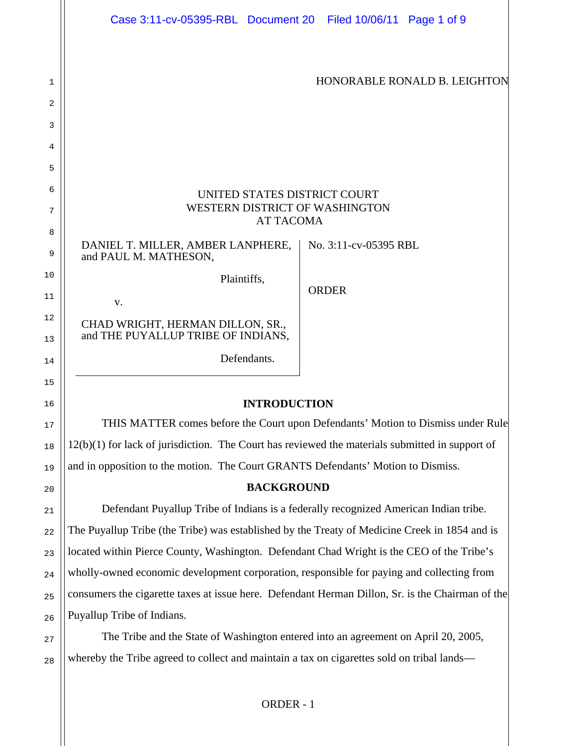HONORABLE RONALD B. LEIGHTON

UNITED STATES DISTRICT COURT
WESTERN DISTRICT OF WASHINGTON
AT TACOMA

DANIEL T. MILLER, AMBER LANPHERE, and PAUL M. MATHESON,

Plaintiffs,

v.

CHAD WRIGHT, HERMAN DILLON, SR., and THE PUYALLUP TRIBE OF INDIANS,

Defendants.

No. 3:11-cv-05395 RBL

ORDER

## INTRODUCTION

THIS MATTER comes before the Court upon Defendants' Motion to Dismiss under Rule 12(b)(1) for lack of jurisdiction. The Court has reviewed the materials submitted in support of and in opposition to the motion. The Court GRANTS Defendants' Motion to Dismiss.

## BACKGROUND

Defendant Puyallup Tribe of Indians is a federally recognized American Indian tribe. The Puyallup Tribe (the Tribe) was established by the Treaty of Medicine Creek in 1854 and is located within Pierce County, Washington. Defendant Chad Wright is the CEO of the Tribe's wholly-owned economic development corporation, responsible for paying and collecting from consumers the cigarette taxes at issue here. Defendant Herman Dillon, Sr. is the Chairman of the Puyallup Tribe of Indians.

The Tribe and the State of Washington entered into an agreement on April 20, 2005, whereby the Tribe agreed to collect and maintain a tax on cigarettes sold on tribal lands—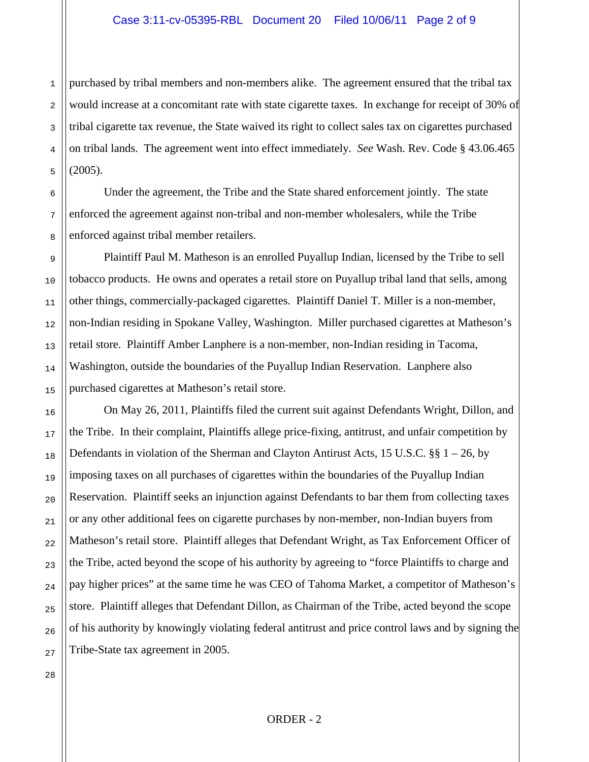purchased by tribal members and non-members alike. The agreement ensured that the tribal tax would increase at a concomitant rate with state cigarette taxes. In exchange for receipt of 30% of tribal cigarette tax revenue, the State waived its right to collect sales tax on cigarettes purchased on tribal lands. The agreement went into effect immediately. *See* Wash. Rev. Code § 43.06.465 (2005).

Under the agreement, the Tribe and the State shared enforcement jointly. The state enforced the agreement against non-tribal and non-member wholesalers, while the Tribe enforced against tribal member retailers.

Plaintiff Paul M. Matheson is an enrolled Puyallup Indian, licensed by the Tribe to sell tobacco products. He owns and operates a retail store on Puyallup tribal land that sells, among other things, commercially-packaged cigarettes. Plaintiff Daniel T. Miller is a non-member, non-Indian residing in Spokane Valley, Washington. Miller purchased cigarettes at Matheson's retail store. Plaintiff Amber Lanphere is a non-member, non-Indian residing in Tacoma, Washington, outside the boundaries of the Puyallup Indian Reservation. Lanphere also purchased cigarettes at Matheson's retail store.

On May 26, 2011, Plaintiffs filed the current suit against Defendants Wright, Dillon, and the Tribe. In their complaint, Plaintiffs allege price-fixing, antitrust, and unfair competition by Defendants in violation of the Sherman and Clayton Antirust Acts, 15 U.S.C. §§ 1 – 26, by imposing taxes on all purchases of cigarettes within the boundaries of the Puyallup Indian Reservation. Plaintiff seeks an injunction against Defendants to bar them from collecting taxes or any other additional fees on cigarette purchases by non-member, non-Indian buyers from Matheson's retail store. Plaintiff alleges that Defendant Wright, as Tax Enforcement Officer of the Tribe, acted beyond the scope of his authority by agreeing to "force Plaintiffs to charge and pay higher prices" at the same time he was CEO of Tahoma Market, a competitor of Matheson's store. Plaintiff alleges that Defendant Dillon, as Chairman of the Tribe, acted beyond the scope of his authority by knowingly violating federal antitrust and price control laws and by signing the Tribe-State tax agreement in 2005.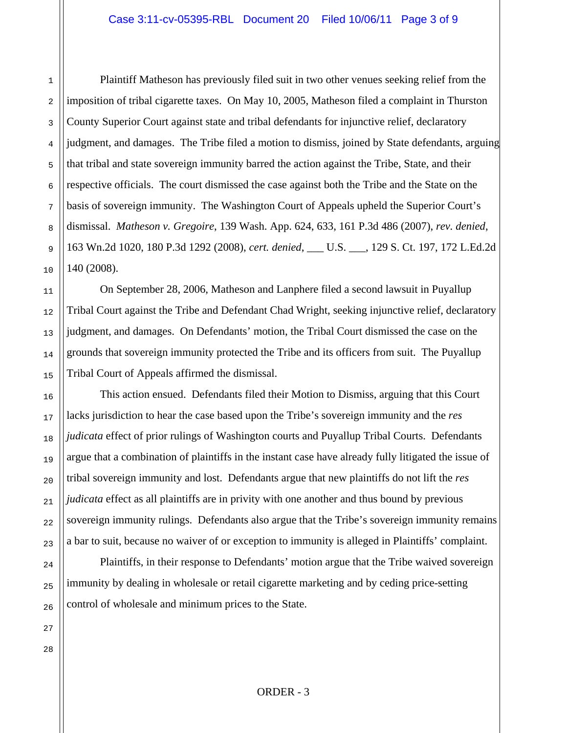Plaintiff Matheson has previously filed suit in two other venues seeking relief from the imposition of tribal cigarette taxes. On May 10, 2005, Matheson filed a complaint in Thurston County Superior Court against state and tribal defendants for injunctive relief, declaratory judgment, and damages. The Tribe filed a motion to dismiss, joined by State defendants, arguing that tribal and state sovereign immunity barred the action against the Tribe, State, and their respective officials. The court dismissed the case against both the Tribe and the State on the basis of sovereign immunity. The Washington Court of Appeals upheld the Superior Court's dismissal. *Matheson v. Gregoire*, 139 Wash. App. 624, 633, 161 P.3d 486 (2007), *rev. denied*, 163 Wn.2d 1020, 180 P.3d 1292 (2008), *cert. denied*, ___ U.S. ___, 129 S. Ct. 197, 172 L.Ed.2d 140 (2008).

On September 28, 2006, Matheson and Lanphere filed a second lawsuit in Puyallup Tribal Court against the Tribe and Defendant Chad Wright, seeking injunctive relief, declaratory judgment, and damages. On Defendants' motion, the Tribal Court dismissed the case on the grounds that sovereign immunity protected the Tribe and its officers from suit. The Puyallup Tribal Court of Appeals affirmed the dismissal.

This action ensued. Defendants filed their Motion to Dismiss, arguing that this Court lacks jurisdiction to hear the case based upon the Tribe's sovereign immunity and the *res judicata* effect of prior rulings of Washington courts and Puyallup Tribal Courts. Defendants argue that a combination of plaintiffs in the instant case have already fully litigated the issue of tribal sovereign immunity and lost. Defendants argue that new plaintiffs do not lift the *res judicata* effect as all plaintiffs are in privity with one another and thus bound by previous sovereign immunity rulings. Defendants also argue that the Tribe's sovereign immunity remains a bar to suit, because no waiver of or exception to immunity is alleged in Plaintiffs' complaint.

Plaintiffs, in their response to Defendants' motion argue that the Tribe waived sovereign immunity by dealing in wholesale or retail cigarette marketing and by ceding price-setting control of wholesale and minimum prices to the State.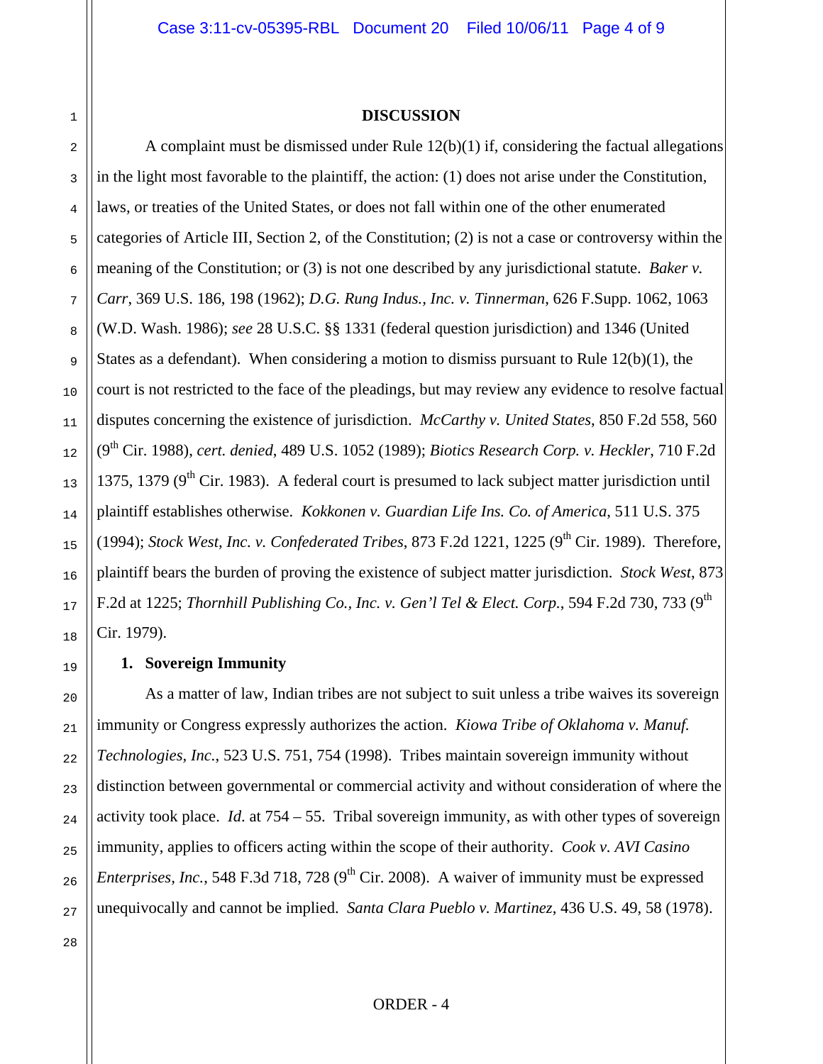## DISCUSSION

A complaint must be dismissed under Rule 12(b)(1) if, considering the factual allegations in the light most favorable to the plaintiff, the action: (1) does not arise under the Constitution, laws, or treaties of the United States, or does not fall within one of the other enumerated categories of Article III, Section 2, of the Constitution; (2) is not a case or controversy within the meaning of the Constitution; or (3) is not one described by any jurisdictional statute. *Baker v. Carr*, 369 U.S. 186, 198 (1962); *D.G. Rung Indus., Inc. v. Tinnerman*, 626 F.Supp. 1062, 1063 (W.D. Wash. 1986); *see* 28 U.S.C. §§ 1331 (federal question jurisdiction) and 1346 (United States as a defendant). When considering a motion to dismiss pursuant to Rule 12(b)(1), the court is not restricted to the face of the pleadings, but may review any evidence to resolve factual disputes concerning the existence of jurisdiction. *McCarthy v. United States*, 850 F.2d 558, 560 (9th Cir. 1988), *cert. denied*, 489 U.S. 1052 (1989); *Biotics Research Corp. v. Heckler*, 710 F.2d 1375, 1379 (9th Cir. 1983). A federal court is presumed to lack subject matter jurisdiction until plaintiff establishes otherwise. *Kokkonen v. Guardian Life Ins. Co. of America*, 511 U.S. 375 (1994); *Stock West, Inc. v. Confederated Tribes*, 873 F.2d 1221, 1225 (9th Cir. 1989). Therefore, plaintiff bears the burden of proving the existence of subject matter jurisdiction. *Stock West*, 873 F.2d at 1225; *Thornhill Publishing Co., Inc. v. Gen'l Tel & Elect. Corp.*, 594 F.2d 730, 733 (9th Cir. 1979).

### 1. Sovereign Immunity

As a matter of law, Indian tribes are not subject to suit unless a tribe waives its sovereign immunity or Congress expressly authorizes the action. *Kiowa Tribe of Oklahoma v. Manuf. Technologies, Inc.*, 523 U.S. 751, 754 (1998). Tribes maintain sovereign immunity without distinction between governmental or commercial activity and without consideration of where the activity took place. *Id*. at 754 – 55. Tribal sovereign immunity, as with other types of sovereign immunity, applies to officers acting within the scope of their authority. *Cook v. AVI Casino Enterprises, Inc.*, 548 F.3d 718, 728 (9th Cir. 2008). A waiver of immunity must be expressed unequivocally and cannot be implied. *Santa Clara Pueblo v. Martinez*, 436 U.S. 49, 58 (1978).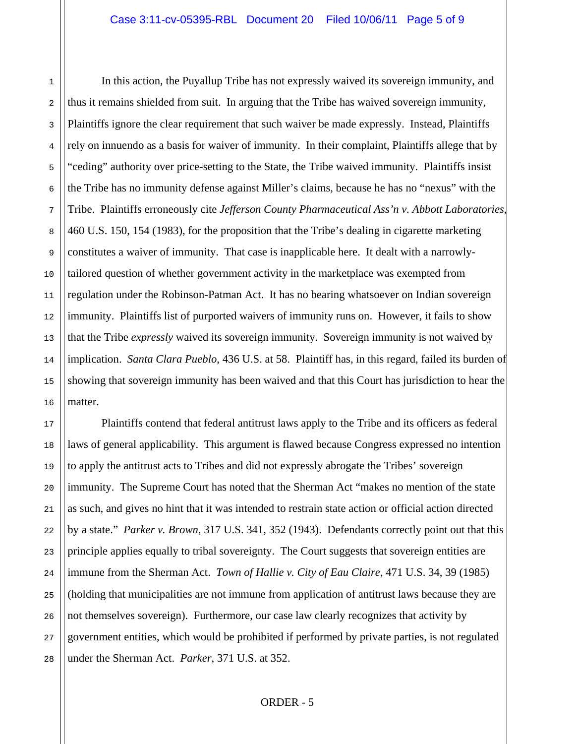In this action, the Puyallup Tribe has not expressly waived its sovereign immunity, and thus it remains shielded from suit. In arguing that the Tribe has waived sovereign immunity, Plaintiffs ignore the clear requirement that such waiver be made expressly. Instead, Plaintiffs rely on innuendo as a basis for waiver of immunity. In their complaint, Plaintiffs allege that by "ceding" authority over price-setting to the State, the Tribe waived immunity. Plaintiffs insist the Tribe has no immunity defense against Miller's claims, because he has no "nexus" with the Tribe. Plaintiffs erroneously cite *Jefferson County Pharmaceutical Ass'n v. Abbott Laboratories*, 460 U.S. 150, 154 (1983), for the proposition that the Tribe's dealing in cigarette marketing constitutes a waiver of immunity. That case is inapplicable here. It dealt with a narrowly-tailored question of whether government activity in the marketplace was exempted from regulation under the Robinson-Patman Act. It has no bearing whatsoever on Indian sovereign immunity. Plaintiffs list of purported waivers of immunity runs on. However, it fails to show that the Tribe *expressly* waived its sovereign immunity. Sovereign immunity is not waived by implication. *Santa Clara Pueblo*, 436 U.S. at 58. Plaintiff has, in this regard, failed its burden of showing that sovereign immunity has been waived and that this Court has jurisdiction to hear the matter.

Plaintiffs contend that federal antitrust laws apply to the Tribe and its officers as federal laws of general applicability. This argument is flawed because Congress expressed no intention to apply the antitrust acts to Tribes and did not expressly abrogate the Tribes' sovereign immunity. The Supreme Court has noted that the Sherman Act "makes no mention of the state as such, and gives no hint that it was intended to restrain state action or official action directed by a state." *Parker v. Brown*, 317 U.S. 341, 352 (1943). Defendants correctly point out that this principle applies equally to tribal sovereignty. The Court suggests that sovereign entities are immune from the Sherman Act. *Town of Hallie v. City of Eau Claire*, 471 U.S. 34, 39 (1985) (holding that municipalities are not immune from application of antitrust laws because they are not themselves sovereign). Furthermore, our case law clearly recognizes that activity by government entities, which would be prohibited if performed by private parties, is not regulated under the Sherman Act. *Parker*, 371 U.S. at 352.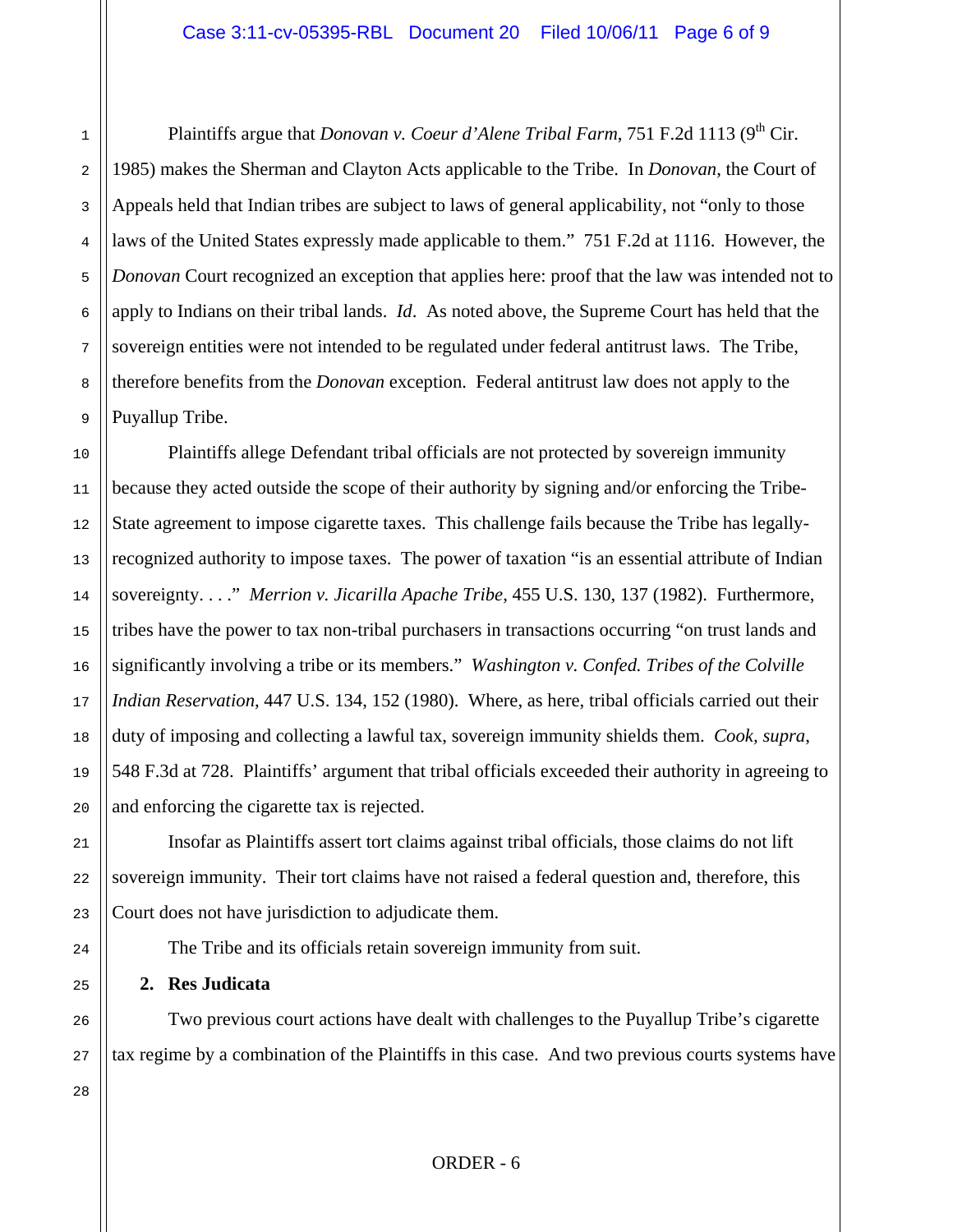Plaintiffs argue that *Donovan v. Coeur d'Alene Tribal Farm*, 751 F.2d 1113 (9th Cir. 1985) makes the Sherman and Clayton Acts applicable to the Tribe. In *Donovan*, the Court of Appeals held that Indian tribes are subject to laws of general applicability, not "only to those laws of the United States expressly made applicable to them." 751 F.2d at 1116. However, the *Donovan* Court recognized an exception that applies here: proof that the law was intended not to apply to Indians on their tribal lands. *Id*. As noted above, the Supreme Court has held that the sovereign entities were not intended to be regulated under federal antitrust laws. The Tribe, therefore benefits from the *Donovan* exception. Federal antitrust law does not apply to the Puyallup Tribe.

Plaintiffs allege Defendant tribal officials are not protected by sovereign immunity because they acted outside the scope of their authority by signing and/or enforcing the Tribe-State agreement to impose cigarette taxes. This challenge fails because the Tribe has legally-recognized authority to impose taxes. The power of taxation "is an essential attribute of Indian sovereignty. . . ." *Merrion v. Jicarilla Apache Tribe*, 455 U.S. 130, 137 (1982). Furthermore, tribes have the power to tax non-tribal purchasers in transactions occurring "on trust lands and significantly involving a tribe or its members." *Washington v. Confed. Tribes of the Colville Indian Reservation*, 447 U.S. 134, 152 (1980). Where, as here, tribal officials carried out their duty of imposing and collecting a lawful tax, sovereign immunity shields them. *Cook, supra*, 548 F.3d at 728. Plaintiffs' argument that tribal officials exceeded their authority in agreeing to and enforcing the cigarette tax is rejected.

Insofar as Plaintiffs assert tort claims against tribal officials, those claims do not lift sovereign immunity. Their tort claims have not raised a federal question and, therefore, this Court does not have jurisdiction to adjudicate them.

The Tribe and its officials retain sovereign immunity from suit.

**2. Res Judicata**

Two previous court actions have dealt with challenges to the Puyallup Tribe's cigarette tax regime by a combination of the Plaintiffs in this case. And two previous courts systems have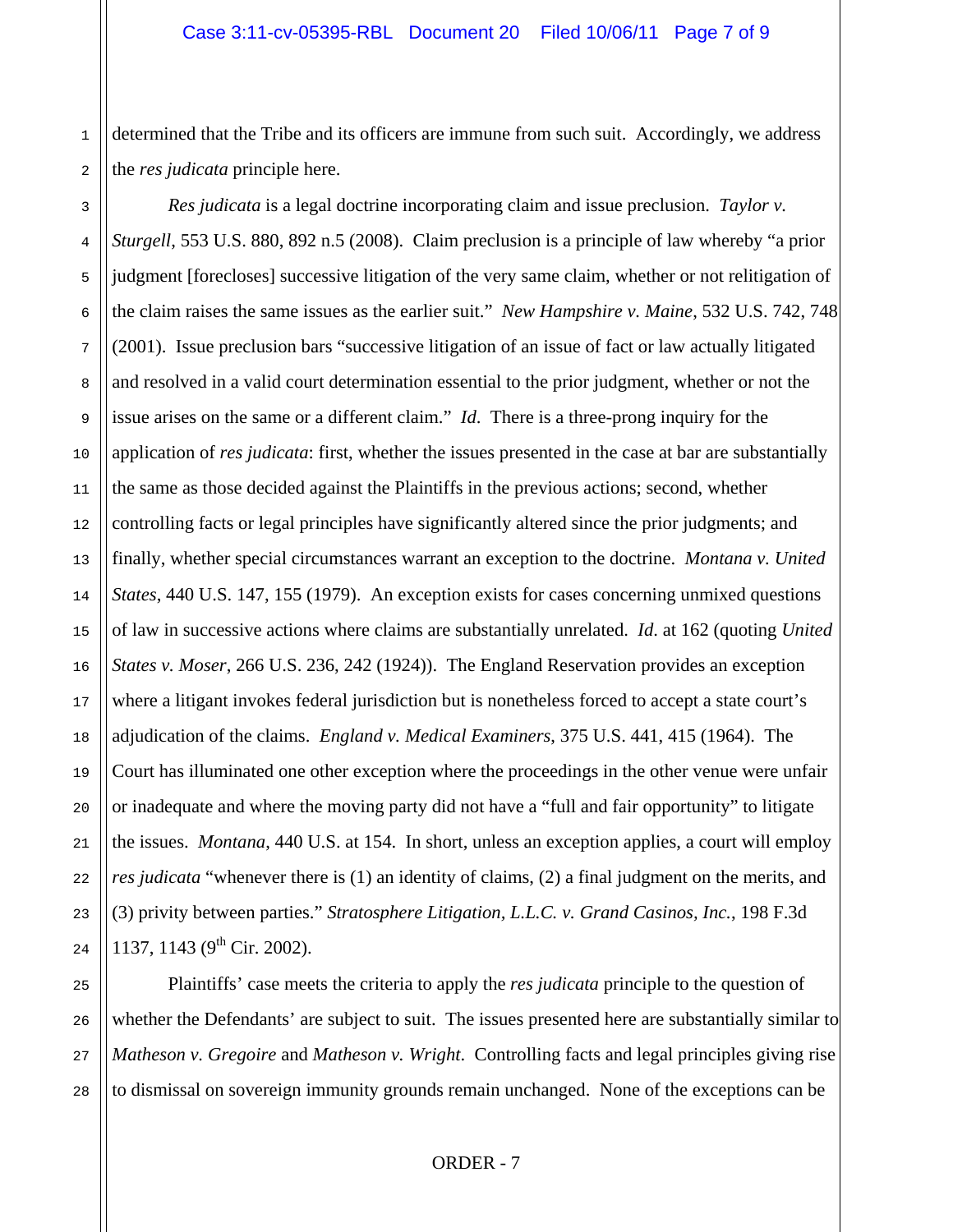determined that the Tribe and its officers are immune from such suit. Accordingly, we address the *res judicata* principle here.

*Res judicata* is a legal doctrine incorporating claim and issue preclusion. *Taylor v. Sturgell*, 553 U.S. 880, 892 n.5 (2008). Claim preclusion is a principle of law whereby "a prior judgment [forecloses] successive litigation of the very same claim, whether or not relitigation of the claim raises the same issues as the earlier suit." *New Hampshire v. Maine*, 532 U.S. 742, 748 (2001). Issue preclusion bars "successive litigation of an issue of fact or law actually litigated and resolved in a valid court determination essential to the prior judgment, whether or not the issue arises on the same or a different claim." *Id*. There is a three-prong inquiry for the application of *res judicata*: first, whether the issues presented in the case at bar are substantially the same as those decided against the Plaintiffs in the previous actions; second, whether controlling facts or legal principles have significantly altered since the prior judgments; and finally, whether special circumstances warrant an exception to the doctrine. *Montana v. United States*, 440 U.S. 147, 155 (1979). An exception exists for cases concerning unmixed questions of law in successive actions where claims are substantially unrelated. *Id*. at 162 (quoting *United States v. Moser*, 266 U.S. 236, 242 (1924)). The England Reservation provides an exception where a litigant invokes federal jurisdiction but is nonetheless forced to accept a state court's adjudication of the claims. *England v. Medical Examiners*, 375 U.S. 441, 415 (1964). The Court has illuminated one other exception where the proceedings in the other venue were unfair or inadequate and where the moving party did not have a "full and fair opportunity" to litigate the issues. *Montana*, 440 U.S. at 154. In short, unless an exception applies, a court will employ *res judicata* "whenever there is (1) an identity of claims, (2) a final judgment on the merits, and (3) privity between parties." *Stratosphere Litigation, L.L.C. v. Grand Casinos, Inc.*, 198 F.3d 1137, 1143 (9th Cir. 2002).

Plaintiffs' case meets the criteria to apply the *res judicata* principle to the question of whether the Defendants' are subject to suit. The issues presented here are substantially similar to *Matheson v. Gregoire* and *Matheson v. Wright*. Controlling facts and legal principles giving rise to dismissal on sovereign immunity grounds remain unchanged. None of the exceptions can be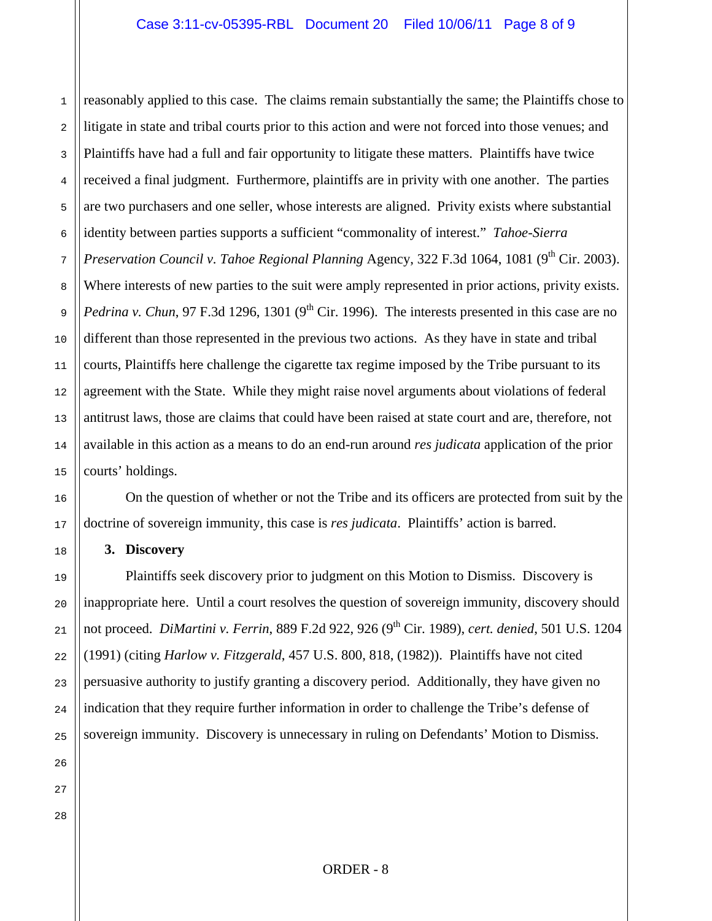reasonably applied to this case. The claims remain substantially the same; the Plaintiffs chose to litigate in state and tribal courts prior to this action and were not forced into those venues; and Plaintiffs have had a full and fair opportunity to litigate these matters. Plaintiffs have twice received a final judgment. Furthermore, plaintiffs are in privity with one another. The parties are two purchasers and one seller, whose interests are aligned. Privity exists where substantial identity between parties supports a sufficient "commonality of interest." *Tahoe-Sierra Preservation Council v. Tahoe Regional Planning* Agency, 322 F.3d 1064, 1081 (9th Cir. 2003). Where interests of new parties to the suit were amply represented in prior actions, privity exists. *Pedrina v. Chun*, 97 F.3d 1296, 1301 (9th Cir. 1996). The interests presented in this case are no different than those represented in the previous two actions. As they have in state and tribal courts, Plaintiffs here challenge the cigarette tax regime imposed by the Tribe pursuant to its agreement with the State. While they might raise novel arguments about violations of federal antitrust laws, those are claims that could have been raised at state court and are, therefore, not available in this action as a means to do an end-run around *res judicata* application of the prior courts' holdings.

On the question of whether or not the Tribe and its officers are protected from suit by the doctrine of sovereign immunity, this case is *res judicata*. Plaintiffs' action is barred.

**3. Discovery**

Plaintiffs seek discovery prior to judgment on this Motion to Dismiss. Discovery is inappropriate here. Until a court resolves the question of sovereign immunity, discovery should not proceed. *DiMartini v. Ferrin*, 889 F.2d 922, 926 (9th Cir. 1989), *cert. denied*, 501 U.S. 1204 (1991) (citing *Harlow v. Fitzgerald*, 457 U.S. 800, 818, (1982)). Plaintiffs have not cited persuasive authority to justify granting a discovery period. Additionally, they have given no indication that they require further information in order to challenge the Tribe's defense of sovereign immunity. Discovery is unnecessary in ruling on Defendants' Motion to Dismiss.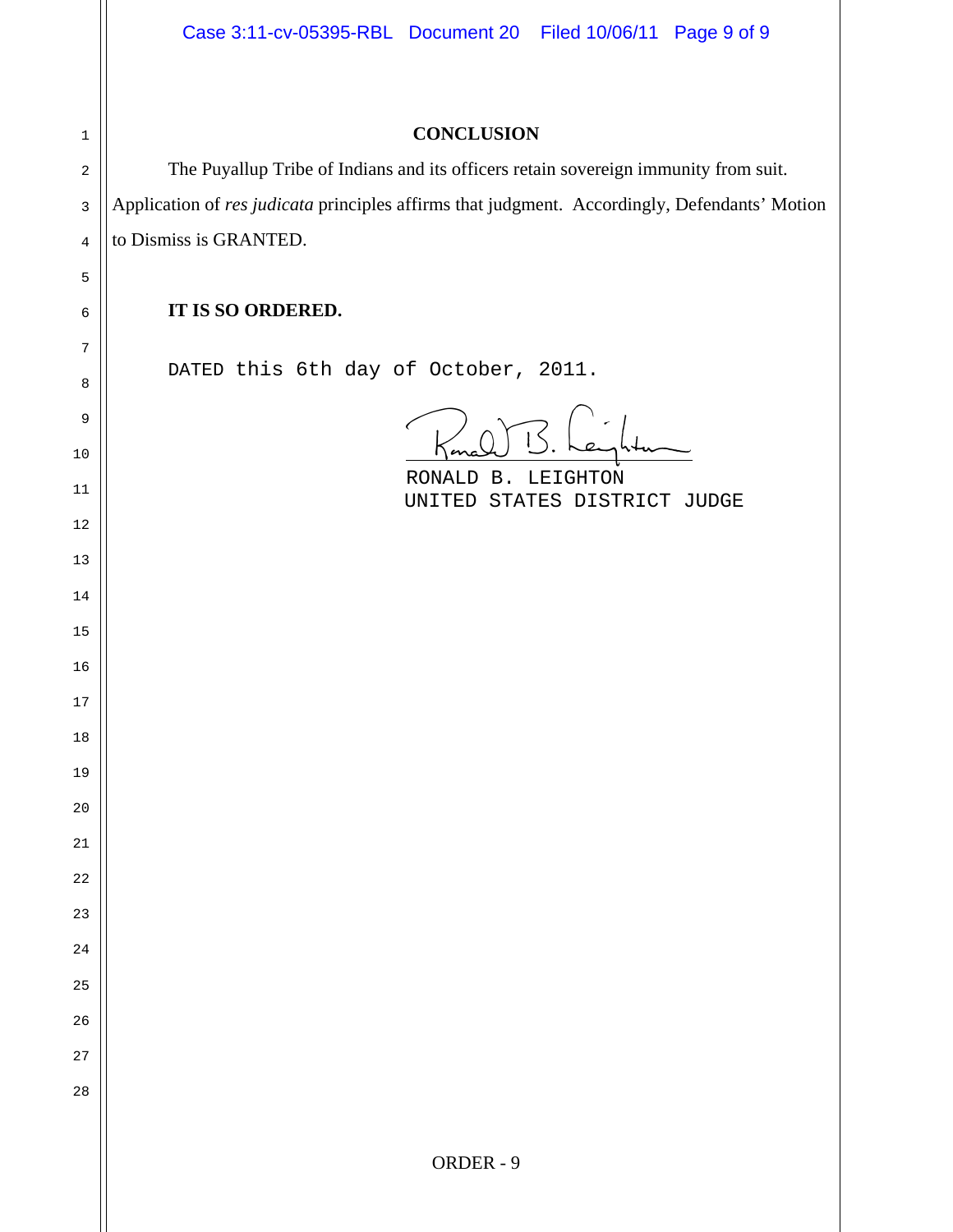## CONCLUSION

The Puyallup Tribe of Indians and its officers retain sovereign immunity from suit. Application of *res judicata* principles affirms that judgment. Accordingly, Defendants' Motion to Dismiss is GRANTED.

**IT IS SO ORDERED.**

DATED this 6th day of October, 2011.

RONALD B. LEIGHTON
UNITED STATES DISTRICT JUDGE